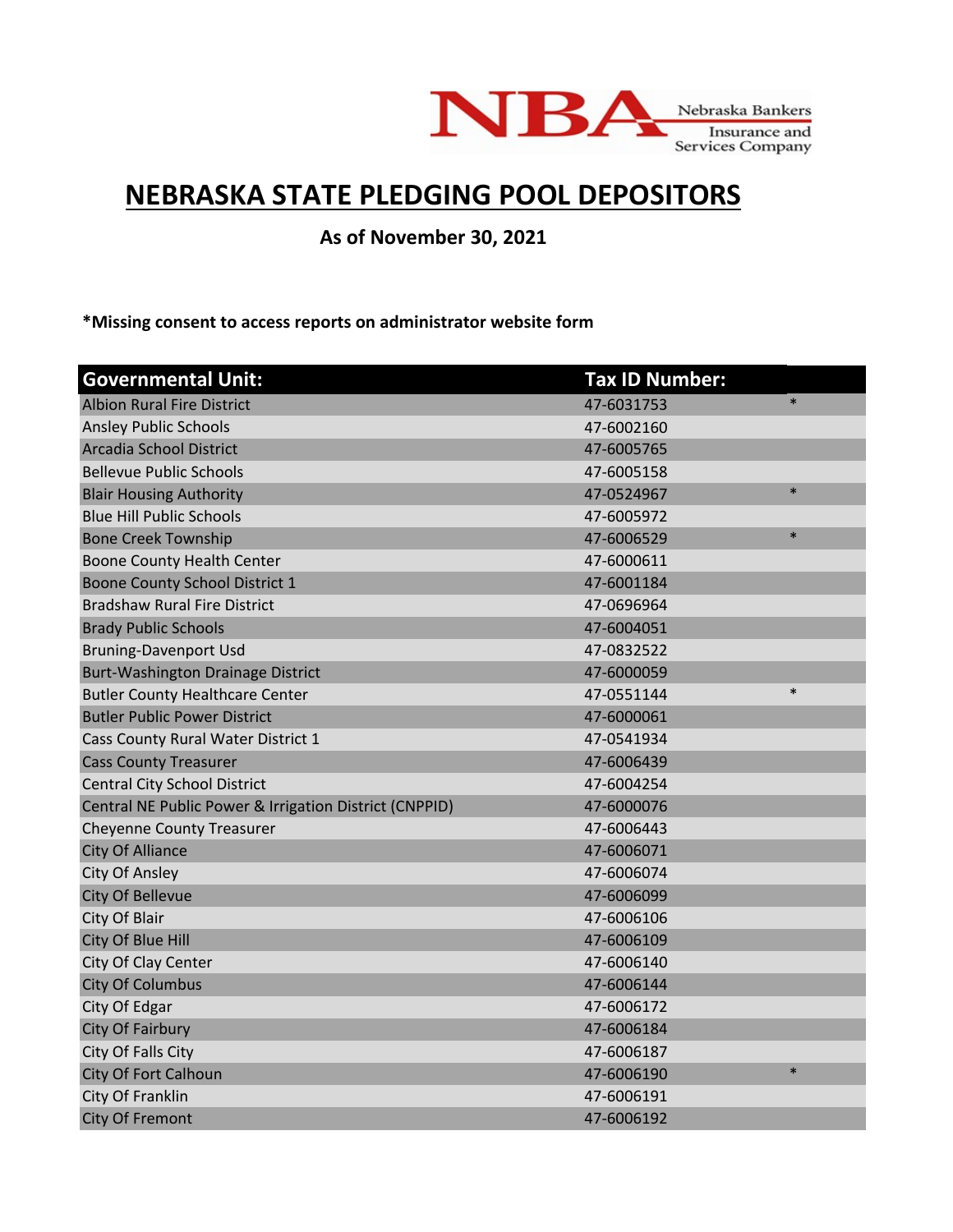# NEBRASKA STATE PLEDGING POOL DEPOSITORS

**As of November 30, 2021**

***Missing consent to access reports on administrator website form**

| Governmental Unit: | Tax ID Number: | |
|---|---|---|
| Albion Rural Fire District | 47-6031753 | * |
| Ansley Public Schools | 47-6002160 | |
| Arcadia School District | 47-6005765 | |
| Bellevue Public Schools | 47-6005158 | |
| Blair Housing Authority | 47-0524967 | * |
| Blue Hill Public Schools | 47-6005972 | |
| Bone Creek Township | 47-6006529 | * |
| Boone County Health Center | 47-6000611 | |
| Boone County School District 1 | 47-6001184 | |
| Bradshaw Rural Fire District | 47-0696964 | |
| Brady Public Schools | 47-6004051 | |
| Bruning-Davenport Usd | 47-0832522 | |
| Burt-Washington Drainage District | 47-6000059 | |
| Butler County Healthcare Center | 47-0551144 | * |
| Butler Public Power District | 47-6000061 | |
| Cass County Rural Water District 1 | 47-0541934 | |
| Cass County Treasurer | 47-6006439 | |
| Central City School District | 47-6004254 | |
| Central NE Public Power & Irrigation District (CNPPID) | 47-6000076 | |
| Cheyenne County Treasurer | 47-6006443 | |
| City Of Alliance | 47-6006071 | |
| City Of Ansley | 47-6006074 | |
| City Of Bellevue | 47-6006099 | |
| City Of Blair | 47-6006106 | |
| City Of Blue Hill | 47-6006109 | |
| City Of Clay Center | 47-6006140 | |
| City Of Columbus | 47-6006144 | |
| City Of Edgar | 47-6006172 | |
| City Of Fairbury | 47-6006184 | |
| City Of Falls City | 47-6006187 | |
| City Of Fort Calhoun | 47-6006190 | * |
| City Of Franklin | 47-6006191 | |
| City Of Fremont | 47-6006192 | |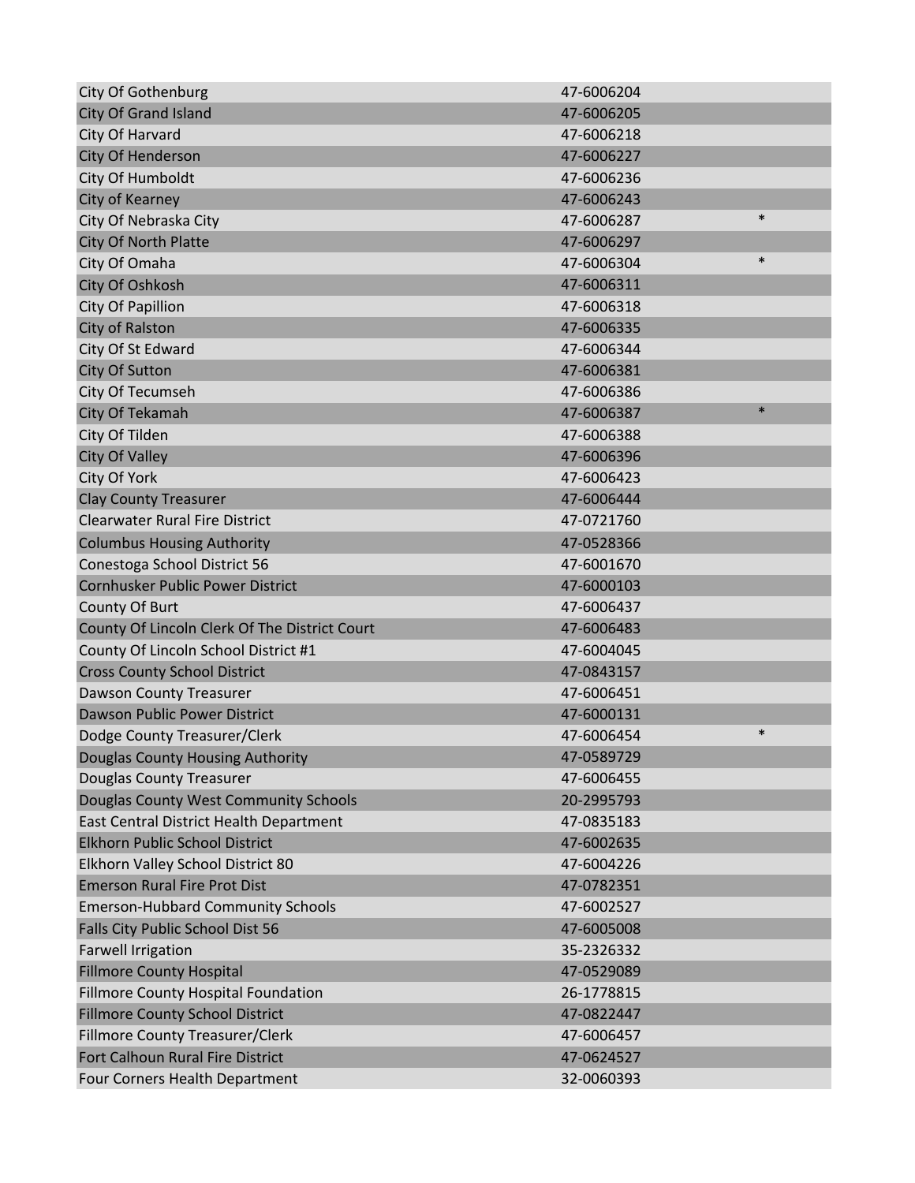| | | |
|---|---|---|
| City Of Gothenburg | 47-6006204 | |
| City Of Grand Island | 47-6006205 | |
| City Of Harvard | 47-6006218 | |
| City Of Henderson | 47-6006227 | |
| City Of Humboldt | 47-6006236 | |
| City of Kearney | 47-6006243 | |
| City Of Nebraska City | 47-6006287 | * |
| City Of North Platte | 47-6006297 | |
| City Of Omaha | 47-6006304 | * |
| City Of Oshkosh | 47-6006311 | |
| City Of Papillion | 47-6006318 | |
| City of Ralston | 47-6006335 | |
| City Of St Edward | 47-6006344 | |
| City Of Sutton | 47-6006381 | |
| City Of Tecumseh | 47-6006386 | |
| City Of Tekamah | 47-6006387 | * |
| City Of Tilden | 47-6006388 | |
| City Of Valley | 47-6006396 | |
| City Of York | 47-6006423 | |
| Clay County Treasurer | 47-6006444 | |
| Clearwater Rural Fire District | 47-0721760 | |
| Columbus Housing Authority | 47-0528366 | |
| Conestoga School District 56 | 47-6001670 | |
| Cornhusker Public Power District | 47-6000103 | |
| County Of Burt | 47-6006437 | |
| County Of Lincoln Clerk Of The District Court | 47-6006483 | |
| County Of Lincoln School District #1 | 47-6004045 | |
| Cross County School District | 47-0843157 | |
| Dawson County Treasurer | 47-6006451 | |
| Dawson Public Power District | 47-6000131 | |
| Dodge County Treasurer/Clerk | 47-6006454 | * |
| Douglas County Housing Authority | 47-0589729 | |
| Douglas County Treasurer | 47-6006455 | |
| Douglas County West Community Schools | 20-2995793 | |
| East Central District Health Department | 47-0835183 | |
| Elkhorn Public School District | 47-6002635 | |
| Elkhorn Valley School District 80 | 47-6004226 | |
| Emerson Rural Fire Prot Dist | 47-0782351 | |
| Emerson-Hubbard Community Schools | 47-6002527 | |
| Falls City Public School Dist 56 | 47-6005008 | |
| Farwell Irrigation | 35-2326332 | |
| Fillmore County Hospital | 47-0529089 | |
| Fillmore County Hospital Foundation | 26-1778815 | |
| Fillmore County School District | 47-0822447 | |
| Fillmore County Treasurer/Clerk | 47-6006457 | |
| Fort Calhoun Rural Fire District | 47-0624527 | |
| Four Corners Health Department | 32-0060393 | |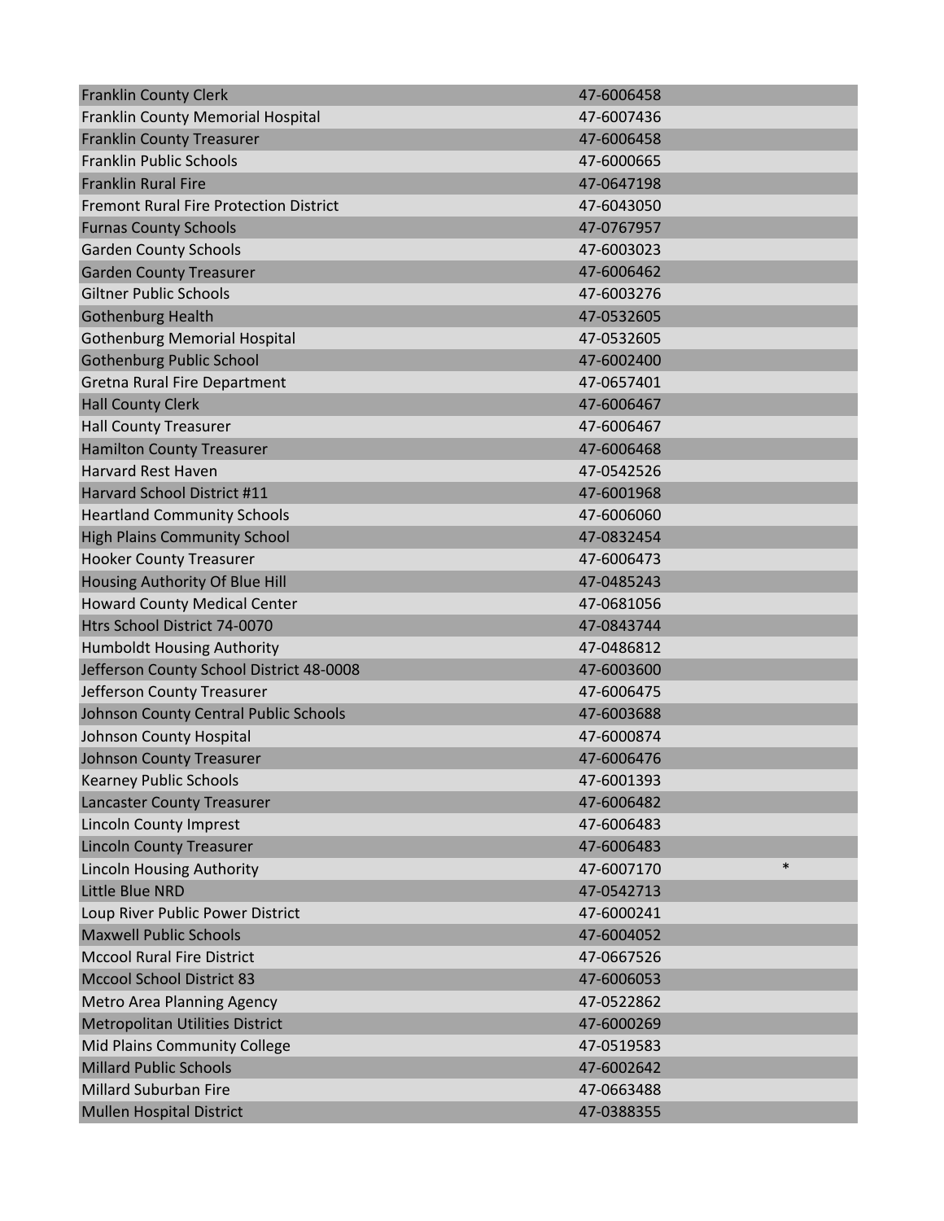| | | |
|---|---|---|
| Franklin County Clerk | 47-6006458 | |
| Franklin County Memorial Hospital | 47-6007436 | |
| Franklin County Treasurer | 47-6006458 | |
| Franklin Public Schools | 47-6000665 | |
| Franklin Rural Fire | 47-0647198 | |
| Fremont Rural Fire Protection District | 47-6043050 | |
| Furnas County Schools | 47-0767957 | |
| Garden County Schools | 47-6003023 | |
| Garden County Treasurer | 47-6006462 | |
| Giltner Public Schools | 47-6003276 | |
| Gothenburg Health | 47-0532605 | |
| Gothenburg Memorial Hospital | 47-0532605 | |
| Gothenburg Public School | 47-6002400 | |
| Gretna Rural Fire Department | 47-0657401 | |
| Hall County Clerk | 47-6006467 | |
| Hall County Treasurer | 47-6006467 | |
| Hamilton County Treasurer | 47-6006468 | |
| Harvard Rest Haven | 47-0542526 | |
| Harvard School District #11 | 47-6001968 | |
| Heartland Community Schools | 47-6006060 | |
| High Plains Community School | 47-0832454 | |
| Hooker County Treasurer | 47-6006473 | |
| Housing Authority Of Blue Hill | 47-0485243 | |
| Howard County Medical Center | 47-0681056 | |
| Htrs School District 74-0070 | 47-0843744 | |
| Humboldt Housing Authority | 47-0486812 | |
| Jefferson County School District 48-0008 | 47-6003600 | |
| Jefferson County Treasurer | 47-6006475 | |
| Johnson County Central Public Schools | 47-6003688 | |
| Johnson County Hospital | 47-6000874 | |
| Johnson County Treasurer | 47-6006476 | |
| Kearney Public Schools | 47-6001393 | |
| Lancaster County Treasurer | 47-6006482 | |
| Lincoln County Imprest | 47-6006483 | |
| Lincoln County Treasurer | 47-6006483 | |
| Lincoln Housing Authority | 47-6007170 | * |
| Little Blue NRD | 47-0542713 | |
| Loup River Public Power District | 47-6000241 | |
| Maxwell Public Schools | 47-6004052 | |
| Mccool Rural Fire District | 47-0667526 | |
| Mccool School District 83 | 47-6006053 | |
| Metro Area Planning Agency | 47-0522862 | |
| Metropolitan Utilities District | 47-6000269 | |
| Mid Plains Community College | 47-0519583 | |
| Millard Public Schools | 47-6002642 | |
| Millard Suburban Fire | 47-0663488 | |
| Mullen Hospital District | 47-0388355 | |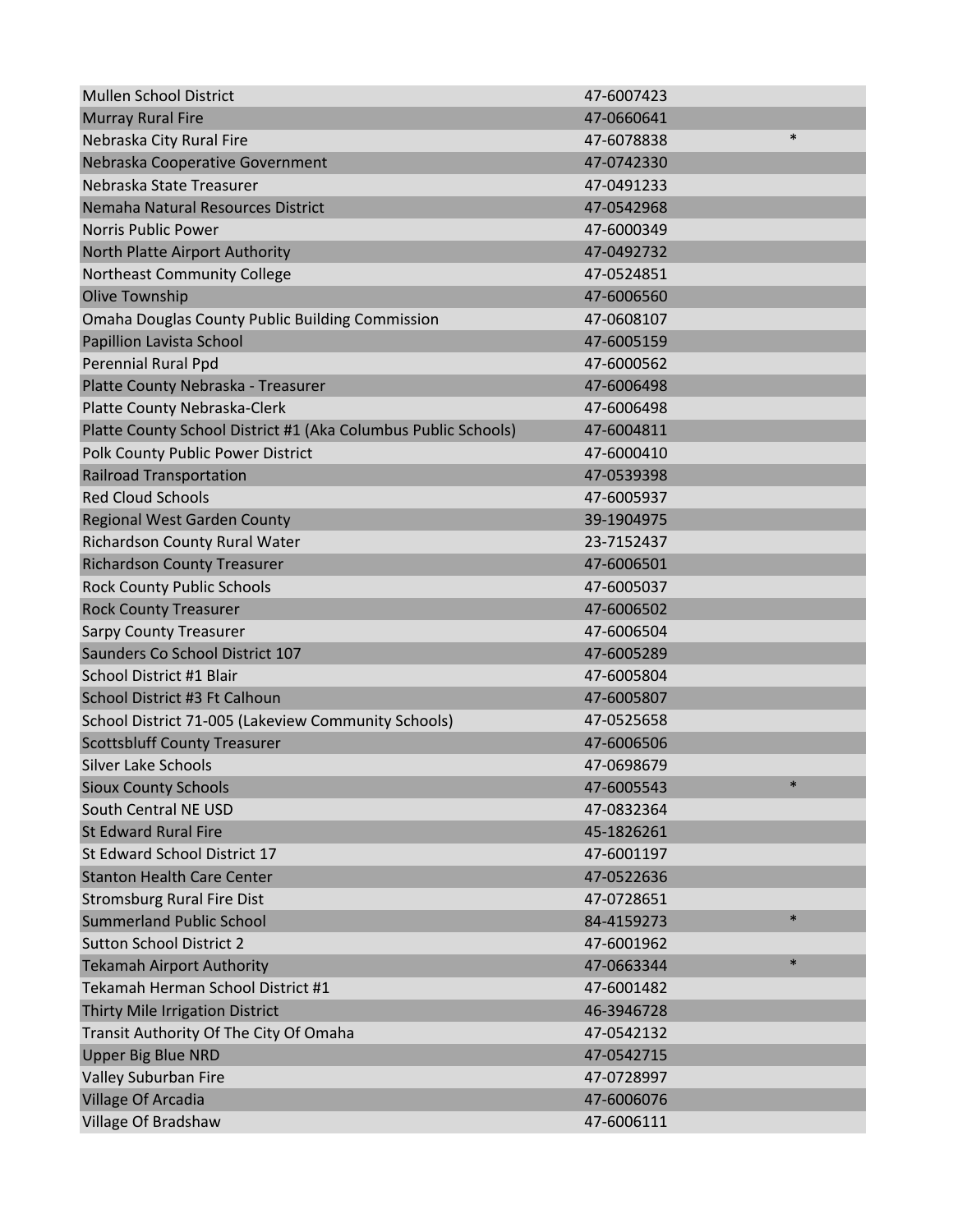| | | |
|---|---|---|
| Mullen School District | 47-6007423 | |
| Murray Rural Fire | 47-0660641 | |
| Nebraska City Rural Fire | 47-6078838 | * |
| Nebraska Cooperative Government | 47-0742330 | |
| Nebraska State Treasurer | 47-0491233 | |
| Nemaha Natural Resources District | 47-0542968 | |
| Norris Public Power | 47-6000349 | |
| North Platte Airport Authority | 47-0492732 | |
| Northeast Community College | 47-0524851 | |
| Olive Township | 47-6006560 | |
| Omaha Douglas County Public Building Commission | 47-0608107 | |
| Papillion Lavista School | 47-6005159 | |
| Perennial Rural Ppd | 47-6000562 | |
| Platte County Nebraska - Treasurer | 47-6006498 | |
| Platte County Nebraska-Clerk | 47-6006498 | |
| Platte County School District #1 (Aka Columbus Public Schools) | 47-6004811 | |
| Polk County Public Power District | 47-6000410 | |
| Railroad Transportation | 47-0539398 | |
| Red Cloud Schools | 47-6005937 | |
| Regional West Garden County | 39-1904975 | |
| Richardson County Rural Water | 23-7152437 | |
| Richardson County Treasurer | 47-6006501 | |
| Rock County Public Schools | 47-6005037 | |
| Rock County Treasurer | 47-6006502 | |
| Sarpy County Treasurer | 47-6006504 | |
| Saunders Co School District 107 | 47-6005289 | |
| School District #1 Blair | 47-6005804 | |
| School District #3 Ft Calhoun | 47-6005807 | |
| School District 71-005 (Lakeview Community Schools) | 47-0525658 | |
| Scottsbluff County Treasurer | 47-6006506 | |
| Silver Lake Schools | 47-0698679 | |
| Sioux County Schools | 47-6005543 | * |
| South Central NE USD | 47-0832364 | |
| St Edward Rural Fire | 45-1826261 | |
| St Edward School District 17 | 47-6001197 | |
| Stanton Health Care Center | 47-0522636 | |
| Stromsburg Rural Fire Dist | 47-0728651 | |
| Summerland Public School | 84-4159273 | * |
| Sutton School District 2 | 47-6001962 | |
| Tekamah Airport Authority | 47-0663344 | * |
| Tekamah Herman School District #1 | 47-6001482 | |
| Thirty Mile Irrigation District | 46-3946728 | |
| Transit Authority Of The City Of Omaha | 47-0542132 | |
| Upper Big Blue NRD | 47-0542715 | |
| Valley Suburban Fire | 47-0728997 | |
| Village Of Arcadia | 47-6006076 | |
| Village Of Bradshaw | 47-6006111 | |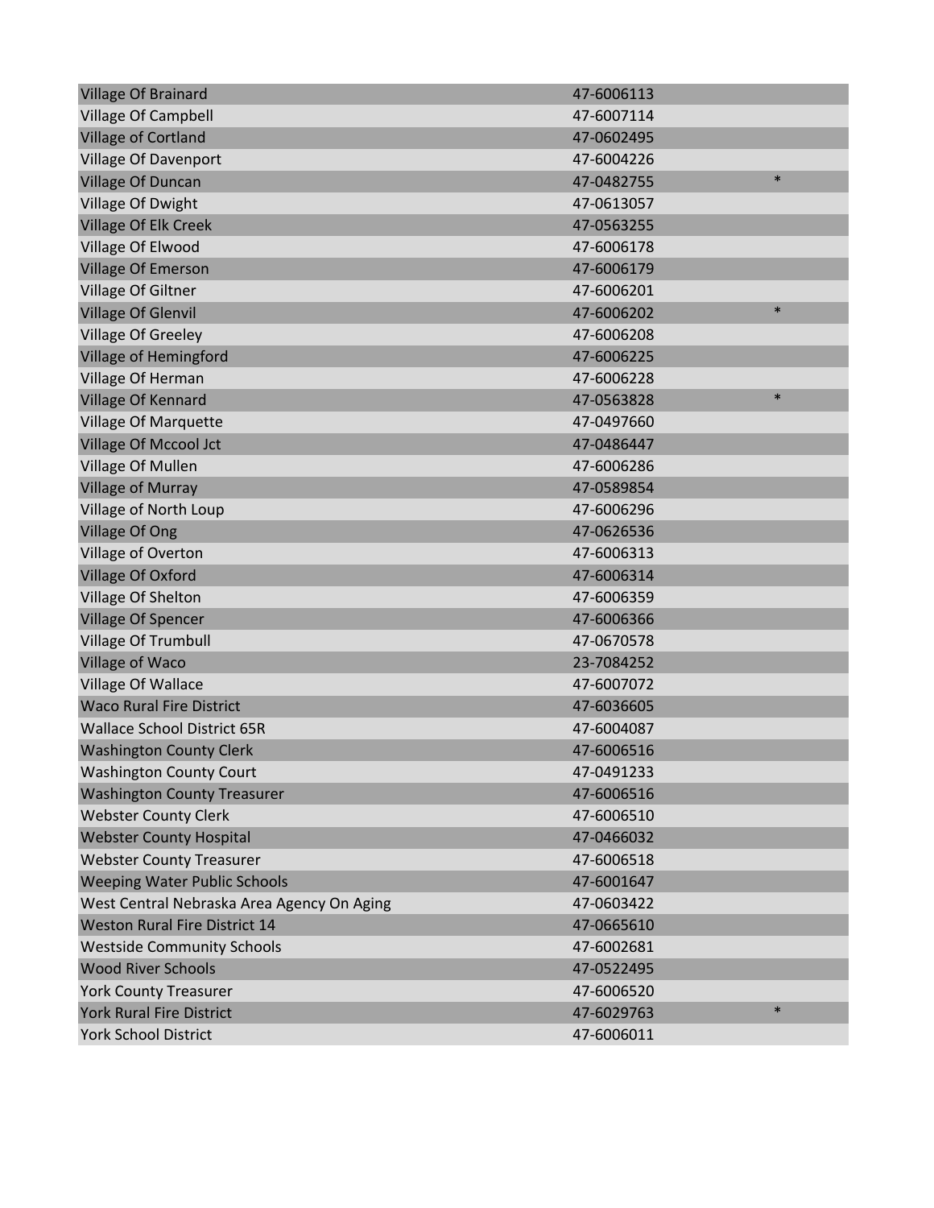| | | |
|---|---|---|
| Village Of Brainard | 47-6006113 | |
| Village Of Campbell | 47-6007114 | |
| Village of Cortland | 47-0602495 | |
| Village Of Davenport | 47-6004226 | |
| Village Of Duncan | 47-0482755 | * |
| Village Of Dwight | 47-0613057 | |
| Village Of Elk Creek | 47-0563255 | |
| Village Of Elwood | 47-6006178 | |
| Village Of Emerson | 47-6006179 | |
| Village Of Giltner | 47-6006201 | |
| Village Of Glenvil | 47-6006202 | * |
| Village Of Greeley | 47-6006208 | |
| Village of Hemingford | 47-6006225 | |
| Village Of Herman | 47-6006228 | |
| Village Of Kennard | 47-0563828 | * |
| Village Of Marquette | 47-0497660 | |
| Village Of Mccool Jct | 47-0486447 | |
| Village Of Mullen | 47-6006286 | |
| Village of Murray | 47-0589854 | |
| Village of North Loup | 47-6006296 | |
| Village Of Ong | 47-0626536 | |
| Village of Overton | 47-6006313 | |
| Village Of Oxford | 47-6006314 | |
| Village Of Shelton | 47-6006359 | |
| Village Of Spencer | 47-6006366 | |
| Village Of Trumbull | 47-0670578 | |
| Village of Waco | 23-7084252 | |
| Village Of Wallace | 47-6007072 | |
| Waco Rural Fire District | 47-6036605 | |
| Wallace School District 65R | 47-6004087 | |
| Washington County Clerk | 47-6006516 | |
| Washington County Court | 47-0491233 | |
| Washington County Treasurer | 47-6006516 | |
| Webster County Clerk | 47-6006510 | |
| Webster County Hospital | 47-0466032 | |
| Webster County Treasurer | 47-6006518 | |
| Weeping Water Public Schools | 47-6001647 | |
| West Central Nebraska Area Agency On Aging | 47-0603422 | |
| Weston Rural Fire District 14 | 47-0665610 | |
| Westside Community Schools | 47-6002681 | |
| Wood River Schools | 47-0522495 | |
| York County Treasurer | 47-6006520 | |
| York Rural Fire District | 47-6029763 | * |
| York School District | 47-6006011 | |